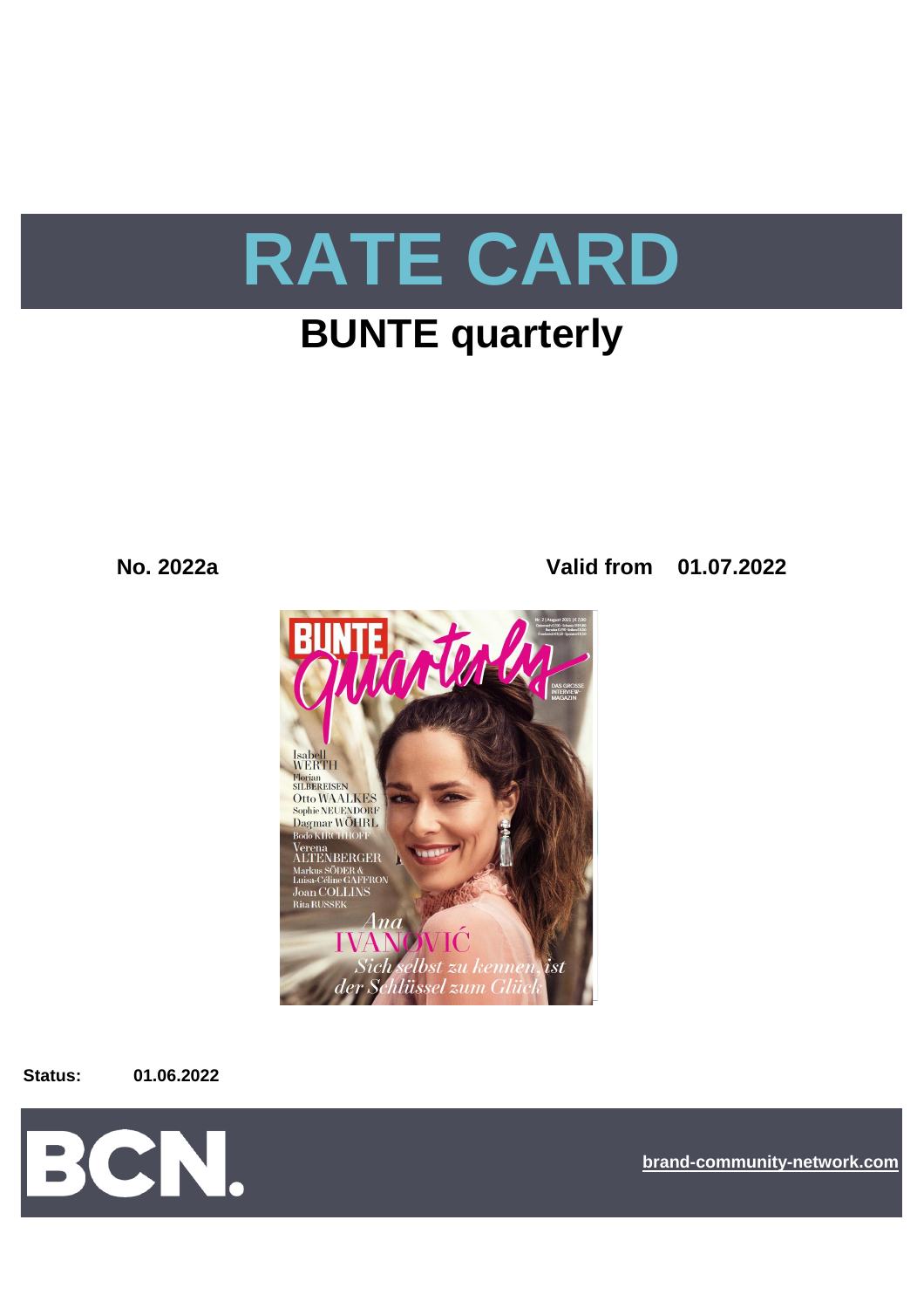# RATE CARD

## BUNTE quarterly

**No. 2022a** **Valid from 01.07.2022**

**Status:** **01.06.2022**

BCN.

brand-community-network.com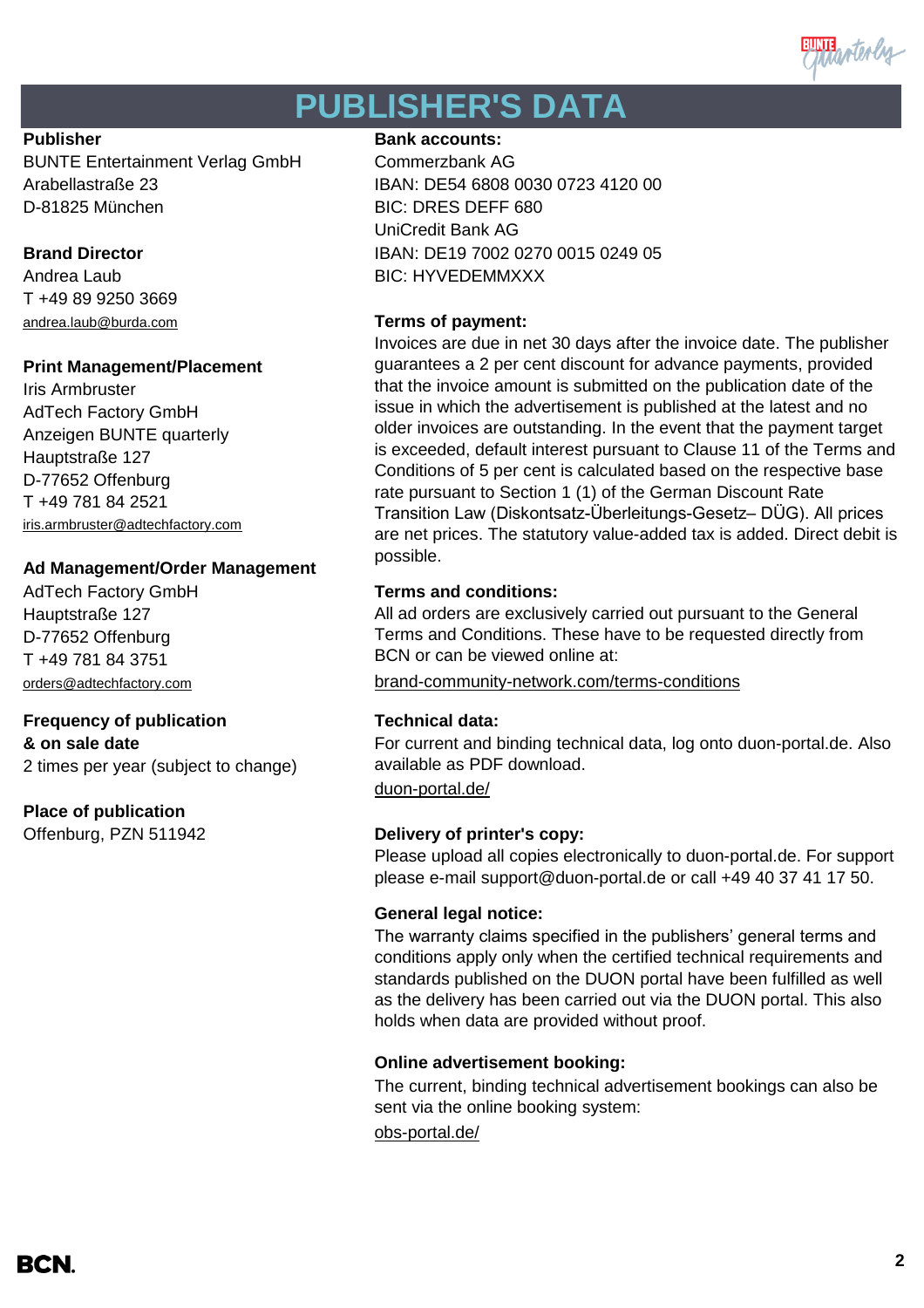# PUBLISHER'S DATA

**Publisher**
BUNTE Entertainment Verlag GmbH
Arabellastraße 23
D-81825 München

**Brand Director**
Andrea Laub
T +49 89 9250 3669
andrea.laub@burda.com

**Print Management/Placement**
Iris Armbruster
AdTech Factory GmbH
Anzeigen BUNTE quarterly
Hauptstraße 127
D-77652 Offenburg
T +49 781 84 2521
iris.armbruster@adtechfactory.com

**Ad Management/Order Management**
AdTech Factory GmbH
Hauptstraße 127
D-77652 Offenburg
T +49 781 84 3751
orders@adtechfactory.com

**Frequency of publication & on sale date**
2 times per year (subject to change)

**Place of publication**
Offenburg, PZN 511942

**Bank accounts:**
Commerzbank AG
IBAN: DE54 6808 0030 0723 4120 00
BIC: DRES DEFF 680
UniCredit Bank AG
IBAN: DE19 7002 0270 0015 0249 05
BIC: HYVEDEMMXXX

**Terms of payment:**
Invoices are due in net 30 days after the invoice date. The publisher guarantees a 2 per cent discount for advance payments, provided that the invoice amount is submitted on the publication date of the issue in which the advertisement is published at the latest and no older invoices are outstanding. In the event that the payment target is exceeded, default interest pursuant to Clause 11 of the Terms and Conditions of 5 per cent is calculated based on the respective base rate pursuant to Section 1 (1) of the German Discount Rate Transition Law (Diskontsatz-Überleitungs-Gesetz– DÜG). All prices are net prices. The statutory value-added tax is added. Direct debit is possible.

**Terms and conditions:**
All ad orders are exclusively carried out pursuant to the General Terms and Conditions. These have to be requested directly from BCN or can be viewed online at:
brand-community-network.com/terms-conditions

**Technical data:**
For current and binding technical data, log onto duon-portal.de. Also available as PDF download.
duon-portal.de/

**Delivery of printer's copy:**
Please upload all copies electronically to duon-portal.de. For support please e-mail support@duon-portal.de or call +49 40 37 41 17 50.

**General legal notice:**
The warranty claims specified in the publishers' general terms and conditions apply only when the certified technical requirements and standards published on the DUON portal have been fulfilled as well as the delivery has been carried out via the DUON portal. This also holds when data are provided without proof.

**Online advertisement booking:**
The current, binding technical advertisement bookings can also be sent via the online booking system:
obs-portal.de/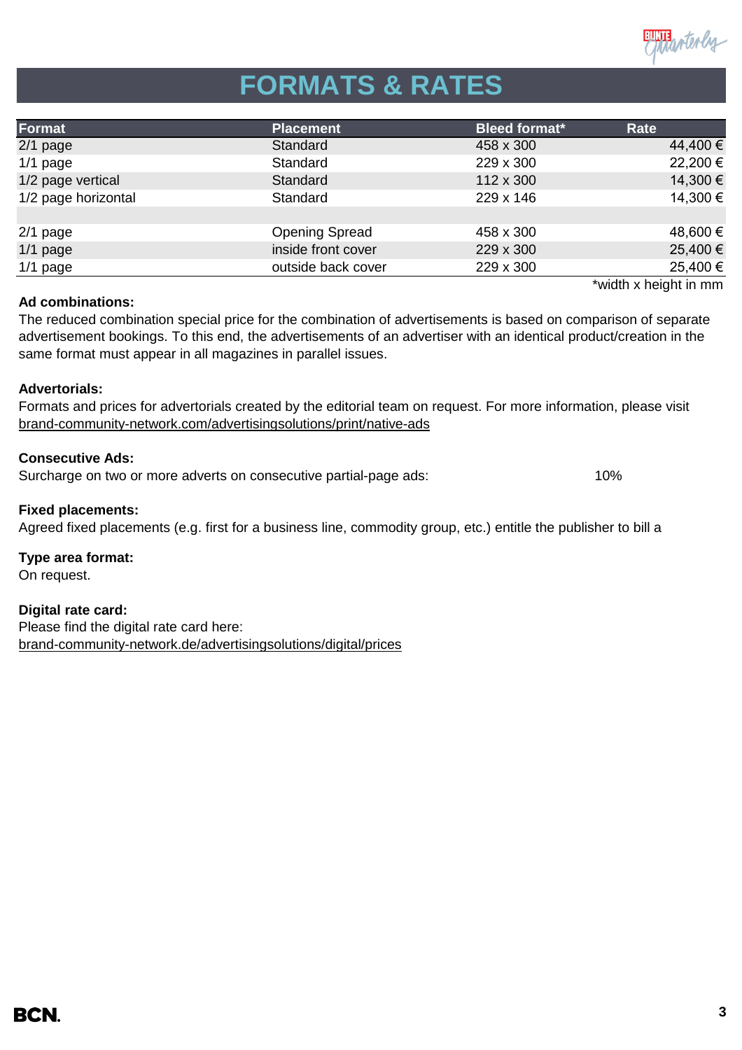# FORMATS & RATES

| Format | Placement | Bleed format* | Rate |
|---|---|---|---|
| 2/1 page | Standard | 458 x 300 | 44,400 € |
| 1/1 page | Standard | 229 x 300 | 22,200 € |
| 1/2 page vertical | Standard | 112 x 300 | 14,300 € |
| 1/2 page horizontal | Standard | 229 x 146 | 14,300 € |
| | | | |
| 2/1 page | Opening Spread | 458 x 300 | 48,600 € |
| 1/1 page | inside front cover | 229 x 300 | 25,400 € |
| 1/1 page | outside back cover | 229 x 300 | 25,400 € |

*width x height in mm

**Ad combinations:**
The reduced combination special price for the combination of advertisements is based on comparison of separate advertisement bookings. To this end, the advertisements of an advertiser with an identical product/creation in the same format must appear in all magazines in parallel issues.

**Advertorials:**
Formats and prices for advertorials created by the editorial team on request. For more information, please visit brand-community-network.com/advertisingsolutions/print/native-ads

**Consecutive Ads:**
Surcharge on two or more adverts on consecutive partial-page ads: 10%

**Fixed placements:**
Agreed fixed placements (e.g. first for a business line, commodity group, etc.) entitle the publisher to bill a

**Type area format:**
On request.

**Digital rate card:**
Please find the digital rate card here:
brand-community-network.de/advertisingsolutions/digital/prices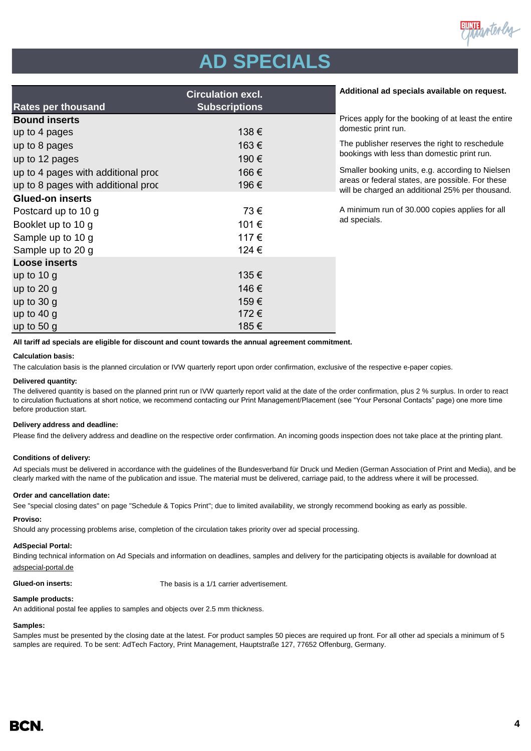# AD SPECIALS

| Rates per thousand | Circulation excl. Subscriptions |
|---|---|
| **Bound inserts** | |
| up to 4 pages | 138 € |
| up to 8 pages | 163 € |
| up to 12 pages | 190 € |
| up to 4 pages with additional proc | 166 € |
| up to 8 pages with additional proc | 196 € |
| **Glued-on inserts** | |
| Postcard up to 10 g | 73 € |
| Booklet up to 10 g | 101 € |
| Sample up to 10 g | 117 € |
| Sample up to 20 g | 124 € |
| **Loose inserts** | |
| up to 10 g | 135 € |
| up to 20 g | 146 € |
| up to 30 g | 159 € |
| up to 40 g | 172 € |
| up to 50 g | 185 € |

**Additional ad specials available on request.**

Prices apply for the booking of at least the entire domestic print run.

The publisher reserves the right to reschedule bookings with less than domestic print run.

Smaller booking units, e.g. according to Nielsen areas or federal states, are possible. For these will be charged an additional 25% per thousand.

A minimum run of 30.000 copies applies for all ad specials.

**All tariff ad specials are eligible for discount and count towards the annual agreement commitment.**

**Calculation basis:**

The calculation basis is the planned circulation or IVW quarterly report upon order confirmation, exclusive of the respective e-paper copies.

**Delivered quantity:**

The delivered quantity is based on the planned print run or IVW quarterly report valid at the date of the order confirmation, plus 2 % surplus. In order to react to circulation fluctuations at short notice, we recommend contacting our Print Management/Placement (see "Your Personal Contacts" page) one more time before production start.

**Delivery address and deadline:**

Please find the delivery address and deadline on the respective order confirmation. An incoming goods inspection does not take place at the printing plant.

**Conditions of delivery:**

Ad specials must be delivered in accordance with the guidelines of the Bundesverband für Druck und Medien (German Association of Print and Media), and be clearly marked with the name of the publication and issue. The material must be delivered, carriage paid, to the address where it will be processed.

**Order and cancellation date:**

See "special closing dates" on page "Schedule & Topics Print"; due to limited availability, we strongly recommend booking as early as possible.

**Proviso:**

Should any processing problems arise, completion of the circulation takes priority over ad special processing.

**AdSpecial Portal:**

Binding technical information on Ad Specials and information on deadlines, samples and delivery for the participating objects is available for download at adspecial-portal.de

**Glued-on inserts:** The basis is a 1/1 carrier advertisement.

**Sample products:**

An additional postal fee applies to samples and objects over 2.5 mm thickness.

**Samples:**

Samples must be presented by the closing date at the latest. For product samples 50 pieces are required up front. For all other ad specials a minimum of 5 samples are required. To be sent: AdTech Factory, Print Management, Hauptstraße 127, 77652 Offenburg, Germany.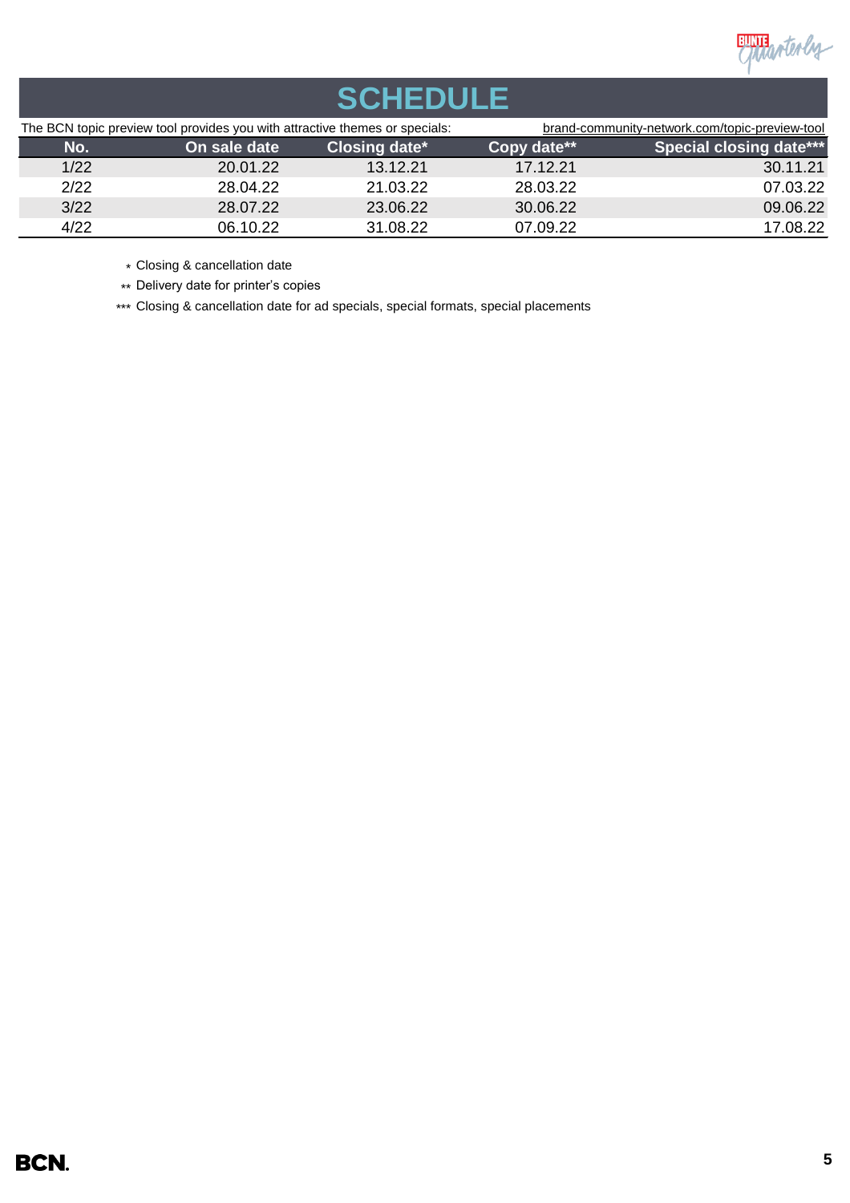# SCHEDULE

The BCN topic preview tool provides you with attractive themes or specials: brand-community-network.com/topic-preview-tool

| No. | On sale date | Closing date* | Copy date** | Special closing date*** |
|---|---|---|---|---|
| 1/22 | 20.01.22 | 13.12.21 | 17.12.21 | 30.11.21 |
| 2/22 | 28.04.22 | 21.03.22 | 28.03.22 | 07.03.22 |
| 3/22 | 28.07.22 | 23.06.22 | 30.06.22 | 09.06.22 |
| 4/22 | 06.10.22 | 31.08.22 | 07.09.22 | 17.08.22 |

* Closing & cancellation date

** Delivery date for printer's copies

*** Closing & cancellation date for ad specials, special formats, special placements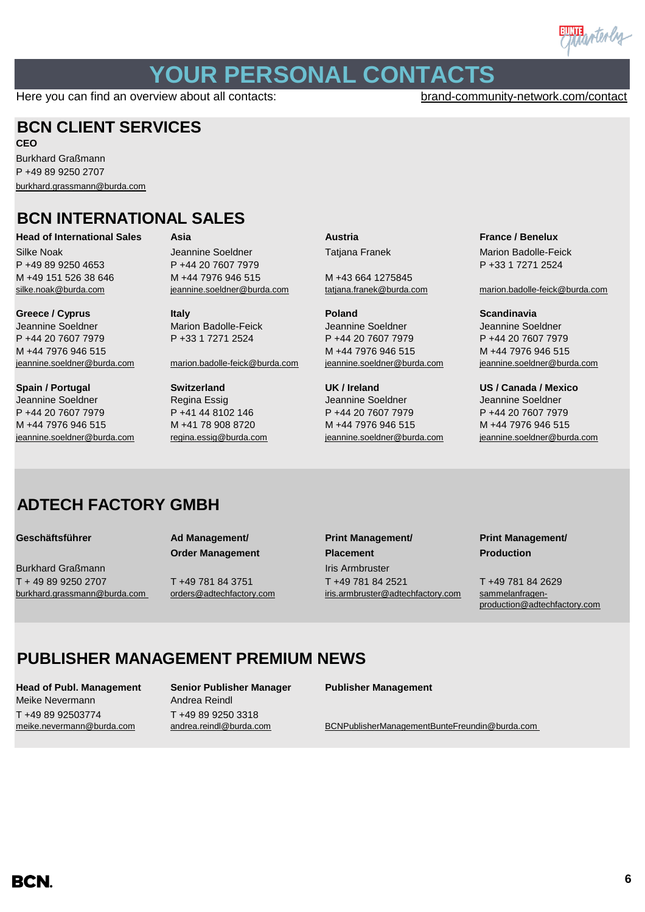# YOUR PERSONAL CONTACTS

Here you can find an overview about all contacts: brand-community-network.com/contact

## BCN CLIENT SERVICES

**CEO**
Burkhard Graßmann
P +49 89 9250 2707
burkhard.grassmann@burda.com

## BCN INTERNATIONAL SALES

**Head of International Sales**
Silke Noak
P +49 89 9250 4653
M +49 151 526 38 646
silke.noak@burda.com

**Asia**
Jeannine Soeldner
P +44 20 7607 7979
M +44 7976 946 515
jeannine.soeldner@burda.com

**Austria**
Tatjana Franek
M +43 664 1275845
tatjana.franek@burda.com

**France / Benelux**
Marion Badolle-Feick
P +33 1 7271 2524
marion.badolle-feick@burda.com

**Greece / Cyprus**
Jeannine Soeldner
P +44 20 7607 7979
M +44 7976 946 515
jeannine.soeldner@burda.com

**Italy**
Marion Badolle-Feick
P +33 1 7271 2524
marion.badolle-feick@burda.com

**Poland**
Jeannine Soeldner
P +44 20 7607 7979
M +44 7976 946 515
jeannine.soeldner@burda.com

**Scandinavia**
Jeannine Soeldner
P +44 20 7607 7979
M +44 7976 946 515
jeannine.soeldner@burda.com

**Spain / Portugal**
Jeannine Soeldner
P +44 20 7607 7979
M +44 7976 946 515
jeannine.soeldner@burda.com

**Switzerland**
Regina Essig
P +41 44 8102 146
M +41 78 908 8720
regina.essig@burda.com

**UK / Ireland**
Jeannine Soeldner
P +44 20 7607 7979
M +44 7976 946 515
jeannine.soeldner@burda.com

**US / Canada / Mexico**
Jeannine Soeldner
P +44 20 7607 7979
M +44 7976 946 515
jeannine.soeldner@burda.com

## ADTECH FACTORY GMBH

**Geschäftsführer**
Burkhard Graßmann
T + 49 89 9250 2707
burkhard.grassmann@burda.com

**Ad Management/ Order Management**
T +49 781 84 3751
orders@adtechfactory.com

**Print Management/ Placement**
Iris Armbruster
T +49 781 84 2521
iris.armbruster@adtechfactory.com

**Print Management/ Production**
T +49 781 84 2629
sammelanfragen-production@adtechfactory.com

## PUBLISHER MANAGEMENT PREMIUM NEWS

**Head of Publ. Management**
Meike Nevermann
T +49 89 92503774
meike.nevermann@burda.com

**Senior Publisher Manager**
Andrea Reindl
T +49 89 9250 3318
andrea.reindl@burda.com

**Publisher Management**
BCNPublisherManagementBunteFreundin@burda.com